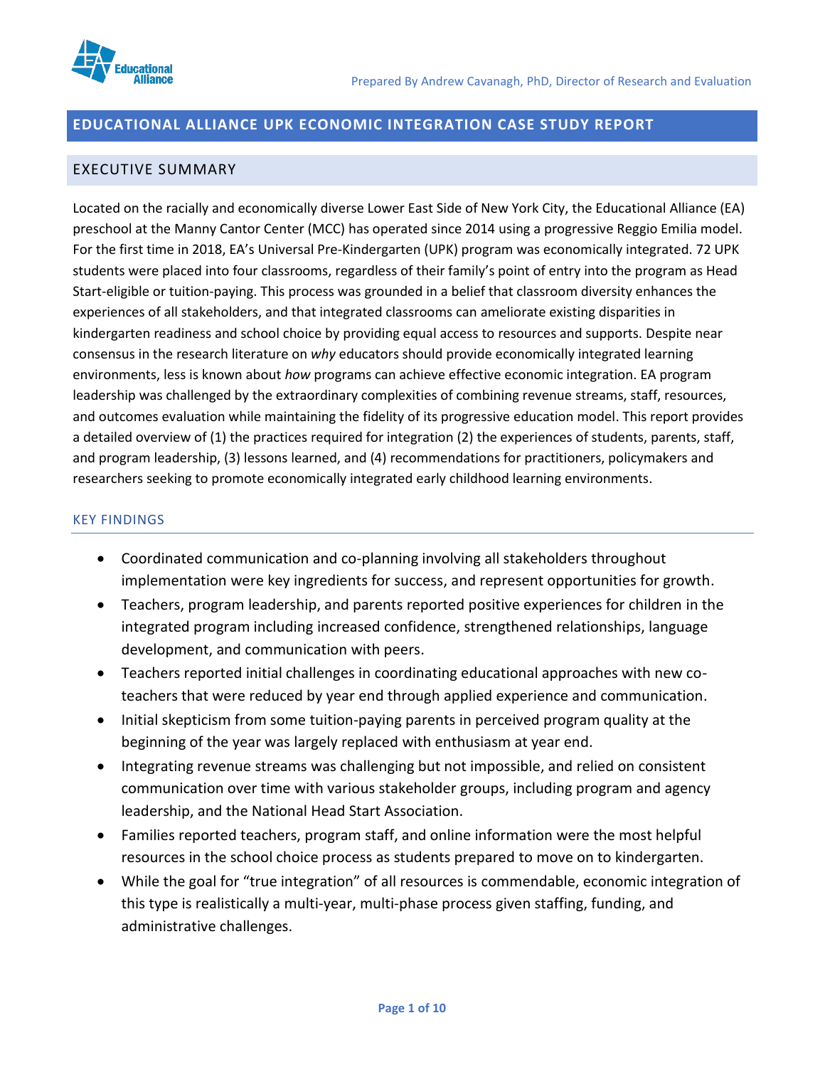Prepared By Andrew Cavanagh, PhD, Director of Research and Evaluation

# EDUCATIONAL ALLIANCE UPK ECONOMIC INTEGRATION CASE STUDY REPORT

## EXECUTIVE SUMMARY

Located on the racially and economically diverse Lower East Side of New York City, the Educational Alliance (EA) preschool at the Manny Cantor Center (MCC) has operated since 2014 using a progressive Reggio Emilia model. For the first time in 2018, EA's Universal Pre-Kindergarten (UPK) program was economically integrated. 72 UPK students were placed into four classrooms, regardless of their family's point of entry into the program as Head Start-eligible or tuition-paying. This process was grounded in a belief that classroom diversity enhances the experiences of all stakeholders, and that integrated classrooms can ameliorate existing disparities in kindergarten readiness and school choice by providing equal access to resources and supports. Despite near consensus in the research literature on *why* educators should provide economically integrated learning environments, less is known about *how* programs can achieve effective economic integration. EA program leadership was challenged by the extraordinary complexities of combining revenue streams, staff, resources, and outcomes evaluation while maintaining the fidelity of its progressive education model. This report provides a detailed overview of (1) the practices required for integration (2) the experiences of students, parents, staff, and program leadership, (3) lessons learned, and (4) recommendations for practitioners, policymakers and researchers seeking to promote economically integrated early childhood learning environments.

### KEY FINDINGS

- Coordinated communication and co-planning involving all stakeholders throughout implementation were key ingredients for success, and represent opportunities for growth.
- Teachers, program leadership, and parents reported positive experiences for children in the integrated program including increased confidence, strengthened relationships, language development, and communication with peers.
- Teachers reported initial challenges in coordinating educational approaches with new co-teachers that were reduced by year end through applied experience and communication.
- Initial skepticism from some tuition-paying parents in perceived program quality at the beginning of the year was largely replaced with enthusiasm at year end.
- Integrating revenue streams was challenging but not impossible, and relied on consistent communication over time with various stakeholder groups, including program and agency leadership, and the National Head Start Association.
- Families reported teachers, program staff, and online information were the most helpful resources in the school choice process as students prepared to move on to kindergarten.
- While the goal for "true integration" of all resources is commendable, economic integration of this type is realistically a multi-year, multi-phase process given staffing, funding, and administrative challenges.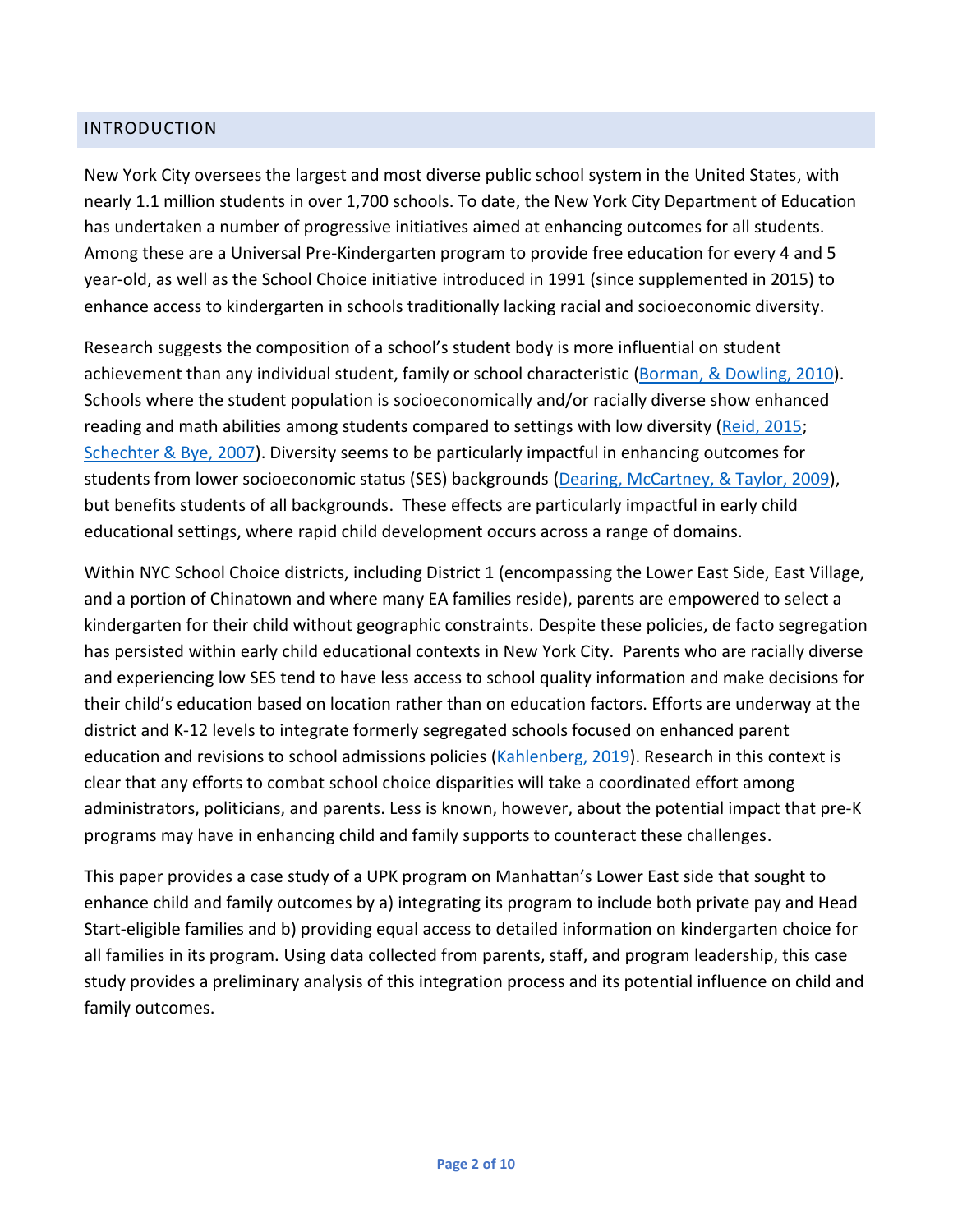## INTRODUCTION

New York City oversees the largest and most diverse public school system in the United States, with nearly 1.1 million students in over 1,700 schools. To date, the New York City Department of Education has undertaken a number of progressive initiatives aimed at enhancing outcomes for all students. Among these are a Universal Pre-Kindergarten program to provide free education for every 4 and 5 year-old, as well as the School Choice initiative introduced in 1991 (since supplemented in 2015) to enhance access to kindergarten in schools traditionally lacking racial and socioeconomic diversity.

Research suggests the composition of a school's student body is more influential on student achievement than any individual student, family or school characteristic (Borman, & Dowling, 2010). Schools where the student population is socioeconomically and/or racially diverse show enhanced reading and math abilities among students compared to settings with low diversity (Reid, 2015; Schechter & Bye, 2007). Diversity seems to be particularly impactful in enhancing outcomes for students from lower socioeconomic status (SES) backgrounds (Dearing, McCartney, & Taylor, 2009), but benefits students of all backgrounds. These effects are particularly impactful in early child educational settings, where rapid child development occurs across a range of domains.

Within NYC School Choice districts, including District 1 (encompassing the Lower East Side, East Village, and a portion of Chinatown and where many EA families reside), parents are empowered to select a kindergarten for their child without geographic constraints. Despite these policies, de facto segregation has persisted within early child educational contexts in New York City. Parents who are racially diverse and experiencing low SES tend to have less access to school quality information and make decisions for their child's education based on location rather than on education factors. Efforts are underway at the district and K-12 levels to integrate formerly segregated schools focused on enhanced parent education and revisions to school admissions policies (Kahlenberg, 2019). Research in this context is clear that any efforts to combat school choice disparities will take a coordinated effort among administrators, politicians, and parents. Less is known, however, about the potential impact that pre-K programs may have in enhancing child and family supports to counteract these challenges.

This paper provides a case study of a UPK program on Manhattan's Lower East side that sought to enhance child and family outcomes by a) integrating its program to include both private pay and Head Start-eligible families and b) providing equal access to detailed information on kindergarten choice for all families in its program. Using data collected from parents, staff, and program leadership, this case study provides a preliminary analysis of this integration process and its potential influence on child and family outcomes.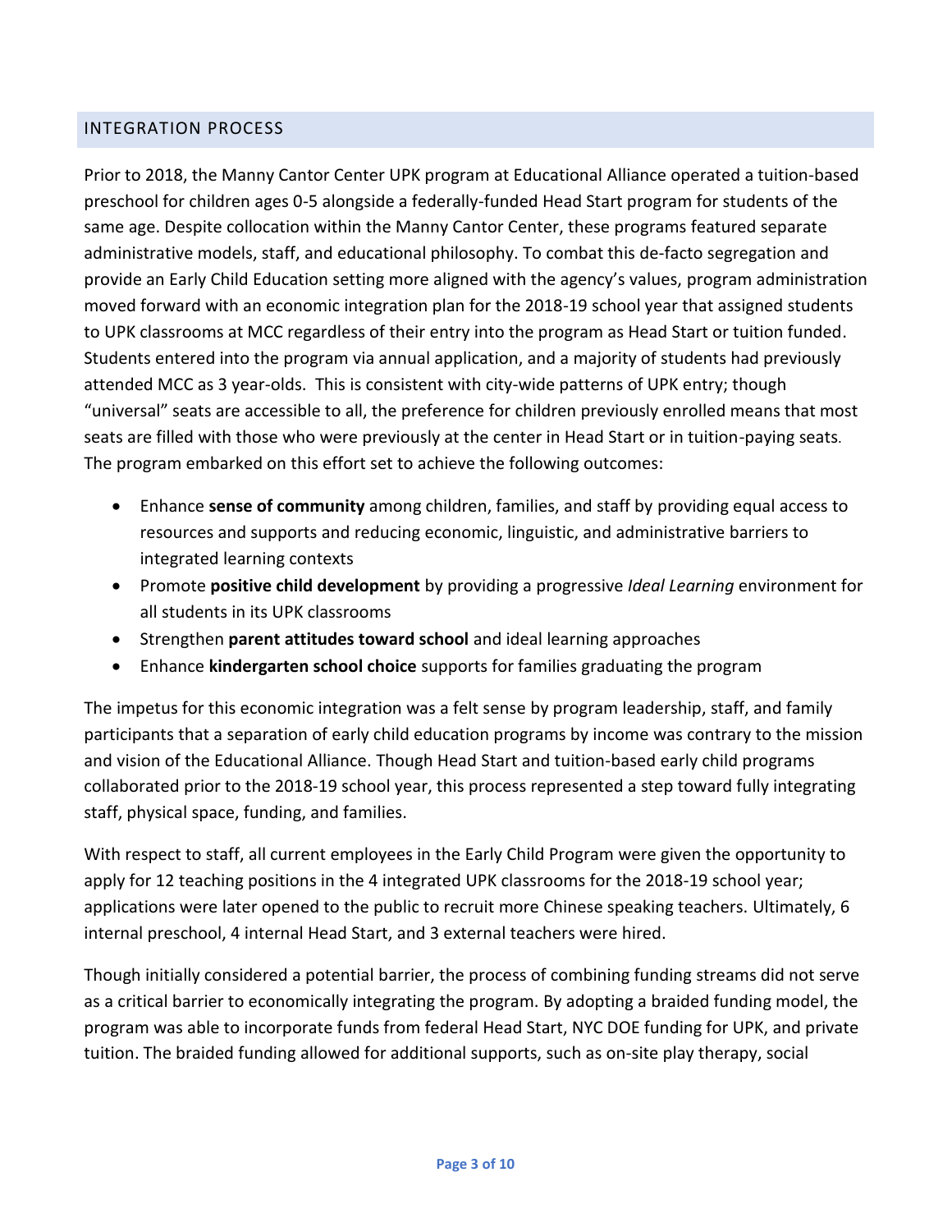## INTEGRATION PROCESS

Prior to 2018, the Manny Cantor Center UPK program at Educational Alliance operated a tuition-based preschool for children ages 0-5 alongside a federally-funded Head Start program for students of the same age. Despite collocation within the Manny Cantor Center, these programs featured separate administrative models, staff, and educational philosophy. To combat this de-facto segregation and provide an Early Child Education setting more aligned with the agency's values, program administration moved forward with an economic integration plan for the 2018-19 school year that assigned students to UPK classrooms at MCC regardless of their entry into the program as Head Start or tuition funded. Students entered into the program via annual application, and a majority of students had previously attended MCC as 3 year-olds. This is consistent with city-wide patterns of UPK entry; though "universal" seats are accessible to all, the preference for children previously enrolled means that most seats are filled with those who were previously at the center in Head Start or in tuition-paying seats. The program embarked on this effort set to achieve the following outcomes:

- Enhance **sense of community** among children, families, and staff by providing equal access to resources and supports and reducing economic, linguistic, and administrative barriers to integrated learning contexts
- Promote **positive child development** by providing a progressive *Ideal Learning* environment for all students in its UPK classrooms
- Strengthen **parent attitudes toward school** and ideal learning approaches
- Enhance **kindergarten school choice** supports for families graduating the program

The impetus for this economic integration was a felt sense by program leadership, staff, and family participants that a separation of early child education programs by income was contrary to the mission and vision of the Educational Alliance. Though Head Start and tuition-based early child programs collaborated prior to the 2018-19 school year, this process represented a step toward fully integrating staff, physical space, funding, and families.

With respect to staff, all current employees in the Early Child Program were given the opportunity to apply for 12 teaching positions in the 4 integrated UPK classrooms for the 2018-19 school year; applications were later opened to the public to recruit more Chinese speaking teachers. Ultimately, 6 internal preschool, 4 internal Head Start, and 3 external teachers were hired.

Though initially considered a potential barrier, the process of combining funding streams did not serve as a critical barrier to economically integrating the program. By adopting a braided funding model, the program was able to incorporate funds from federal Head Start, NYC DOE funding for UPK, and private tuition. The braided funding allowed for additional supports, such as on-site play therapy, social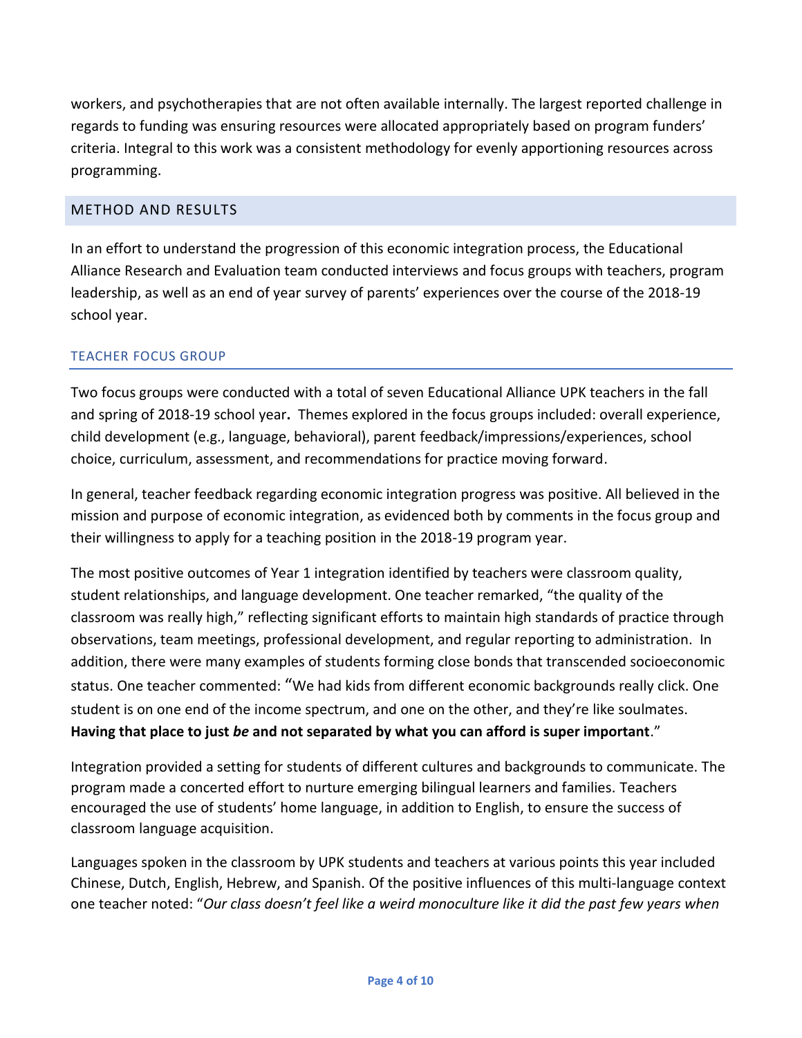workers, and psychotherapies that are not often available internally. The largest reported challenge in regards to funding was ensuring resources were allocated appropriately based on program funders' criteria. Integral to this work was a consistent methodology for evenly apportioning resources across programming.

## METHOD AND RESULTS

In an effort to understand the progression of this economic integration process, the Educational Alliance Research and Evaluation team conducted interviews and focus groups with teachers, program leadership, as well as an end of year survey of parents' experiences over the course of the 2018-19 school year.

### TEACHER FOCUS GROUP

Two focus groups were conducted with a total of seven Educational Alliance UPK teachers in the fall and spring of 2018-19 school year. Themes explored in the focus groups included: overall experience, child development (e.g., language, behavioral), parent feedback/impressions/experiences, school choice, curriculum, assessment, and recommendations for practice moving forward.

In general, teacher feedback regarding economic integration progress was positive. All believed in the mission and purpose of economic integration, as evidenced both by comments in the focus group and their willingness to apply for a teaching position in the 2018-19 program year.

The most positive outcomes of Year 1 integration identified by teachers were classroom quality, student relationships, and language development. One teacher remarked, "the quality of the classroom was really high," reflecting significant efforts to maintain high standards of practice through observations, team meetings, professional development, and regular reporting to administration. In addition, there were many examples of students forming close bonds that transcended socioeconomic status. One teacher commented: "We had kids from different economic backgrounds really click. One student is on one end of the income spectrum, and one on the other, and they're like soulmates. **Having that place to just *be* and not separated by what you can afford is super important**."

Integration provided a setting for students of different cultures and backgrounds to communicate. The program made a concerted effort to nurture emerging bilingual learners and families. Teachers encouraged the use of students' home language, in addition to English, to ensure the success of classroom language acquisition.

Languages spoken in the classroom by UPK students and teachers at various points this year included Chinese, Dutch, English, Hebrew, and Spanish. Of the positive influences of this multi-language context one teacher noted: "*Our class doesn't feel like a weird monoculture like it did the past few years when*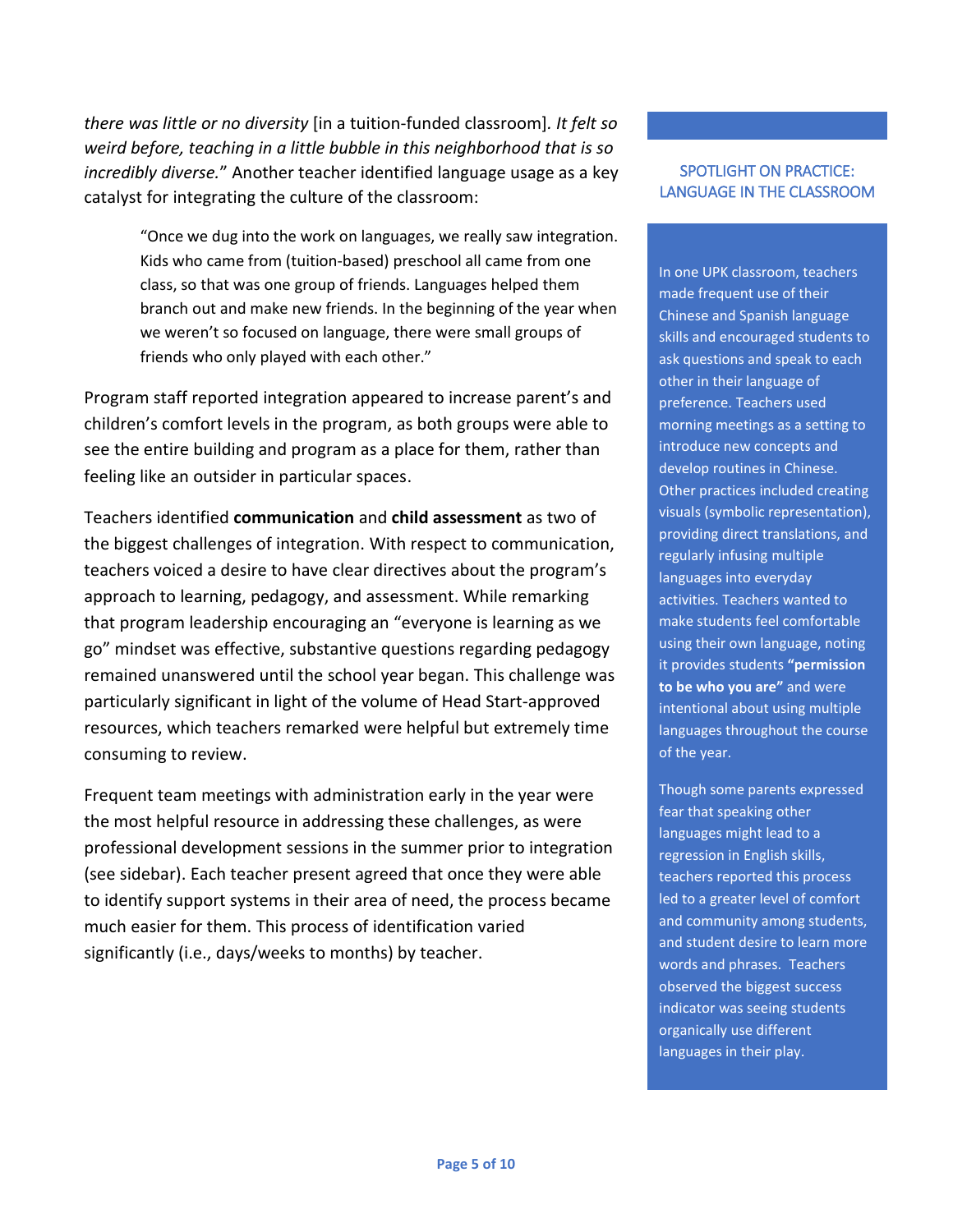*there was little or no diversity* [in a tuition-funded classroom]*. It felt so weird before, teaching in a little bubble in this neighborhood that is so incredibly diverse.*" Another teacher identified language usage as a key catalyst for integrating the culture of the classroom:

> "Once we dug into the work on languages, we really saw integration. Kids who came from (tuition-based) preschool all came from one class, so that was one group of friends. Languages helped them branch out and make new friends. In the beginning of the year when we weren't so focused on language, there were small groups of friends who only played with each other."

Program staff reported integration appeared to increase parent's and children's comfort levels in the program, as both groups were able to see the entire building and program as a place for them, rather than feeling like an outsider in particular spaces.

Teachers identified **communication** and **child assessment** as two of the biggest challenges of integration. With respect to communication, teachers voiced a desire to have clear directives about the program's approach to learning, pedagogy, and assessment. While remarking that program leadership encouraging an "everyone is learning as we go" mindset was effective, substantive questions regarding pedagogy remained unanswered until the school year began. This challenge was particularly significant in light of the volume of Head Start-approved resources, which teachers remarked were helpful but extremely time consuming to review.

Frequent team meetings with administration early in the year were the most helpful resource in addressing these challenges, as were professional development sessions in the summer prior to integration (see sidebar). Each teacher present agreed that once they were able to identify support systems in their area of need, the process became much easier for them. This process of identification varied significantly (i.e., days/weeks to months) by teacher.

### SPOTLIGHT ON PRACTICE: LANGUAGE IN THE CLASSROOM

In one UPK classroom, teachers made frequent use of their Chinese and Spanish language skills and encouraged students to ask questions and speak to each other in their language of preference. Teachers used morning meetings as a setting to introduce new concepts and develop routines in Chinese. Other practices included creating visuals (symbolic representation), providing direct translations, and regularly infusing multiple languages into everyday activities. Teachers wanted to make students feel comfortable using their own language, noting it provides students **"permission to be who you are"** and were intentional about using multiple languages throughout the course of the year.

Though some parents expressed fear that speaking other languages might lead to a regression in English skills, teachers reported this process led to a greater level of comfort and community among students, and student desire to learn more words and phrases. Teachers observed the biggest success indicator was seeing students organically use different languages in their play.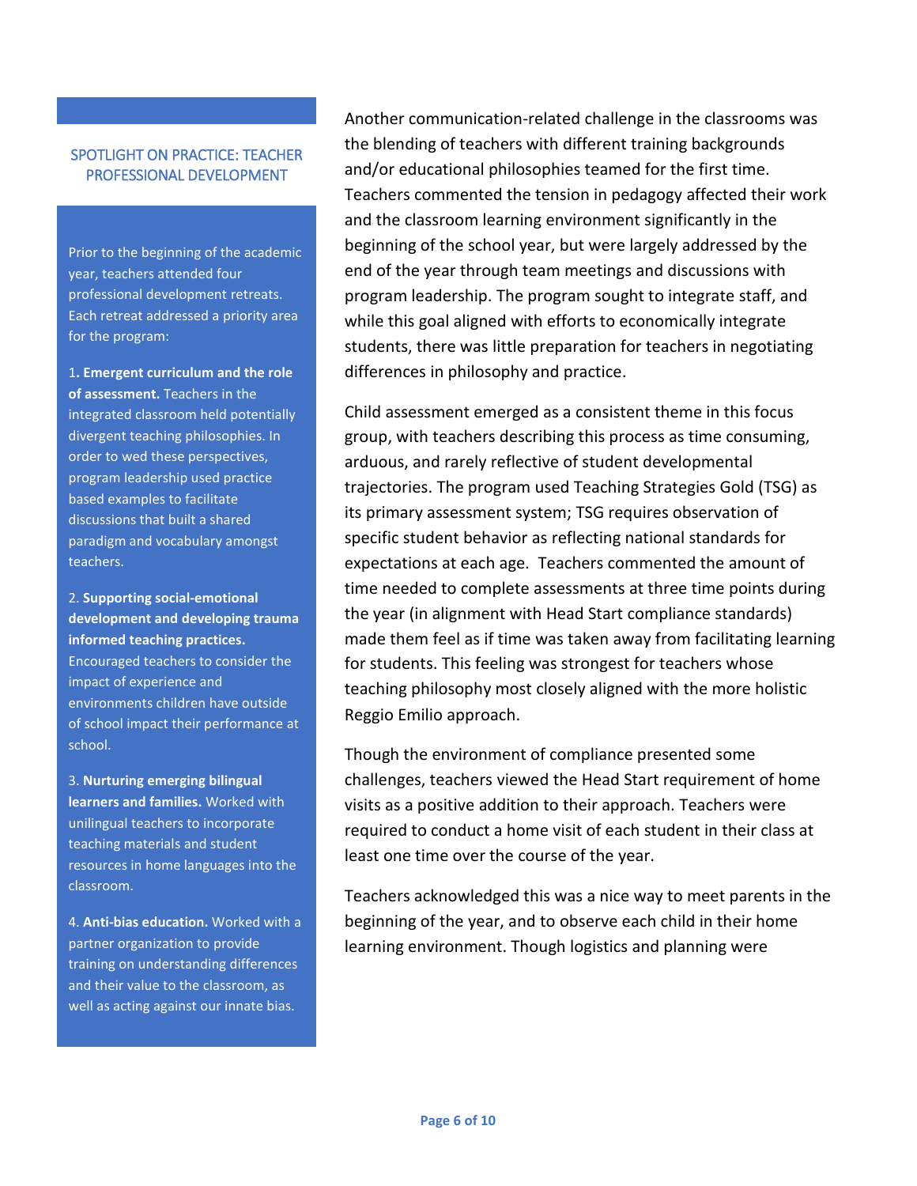### SPOTLIGHT ON PRACTICE: TEACHER PROFESSIONAL DEVELOPMENT

Prior to the beginning of the academic year, teachers attended four professional development retreats. Each retreat addressed a priority area for the program:

1. **Emergent curriculum and the role of assessment.** Teachers in the integrated classroom held potentially divergent teaching philosophies. In order to wed these perspectives, program leadership used practice based examples to facilitate discussions that built a shared paradigm and vocabulary amongst teachers.

2. **Supporting social-emotional development and developing trauma informed teaching practices.** Encouraged teachers to consider the impact of experience and environments children have outside of school impact their performance at school.

3. **Nurturing emerging bilingual learners and families.** Worked with unilingual teachers to incorporate teaching materials and student resources in home languages into the classroom.

4. **Anti-bias education.** Worked with a partner organization to provide training on understanding differences and their value to the classroom, as well as acting against our innate bias.

Another communication-related challenge in the classrooms was the blending of teachers with different training backgrounds and/or educational philosophies teamed for the first time. Teachers commented the tension in pedagogy affected their work and the classroom learning environment significantly in the beginning of the school year, but were largely addressed by the end of the year through team meetings and discussions with program leadership. The program sought to integrate staff, and while this goal aligned with efforts to economically integrate students, there was little preparation for teachers in negotiating differences in philosophy and practice.

Child assessment emerged as a consistent theme in this focus group, with teachers describing this process as time consuming, arduous, and rarely reflective of student developmental trajectories. The program used Teaching Strategies Gold (TSG) as its primary assessment system; TSG requires observation of specific student behavior as reflecting national standards for expectations at each age. Teachers commented the amount of time needed to complete assessments at three time points during the year (in alignment with Head Start compliance standards) made them feel as if time was taken away from facilitating learning for students. This feeling was strongest for teachers whose teaching philosophy most closely aligned with the more holistic Reggio Emilio approach.

Though the environment of compliance presented some challenges, teachers viewed the Head Start requirement of home visits as a positive addition to their approach. Teachers were required to conduct a home visit of each student in their class at least one time over the course of the year.

Teachers acknowledged this was a nice way to meet parents in the beginning of the year, and to observe each child in their home learning environment. Though logistics and planning were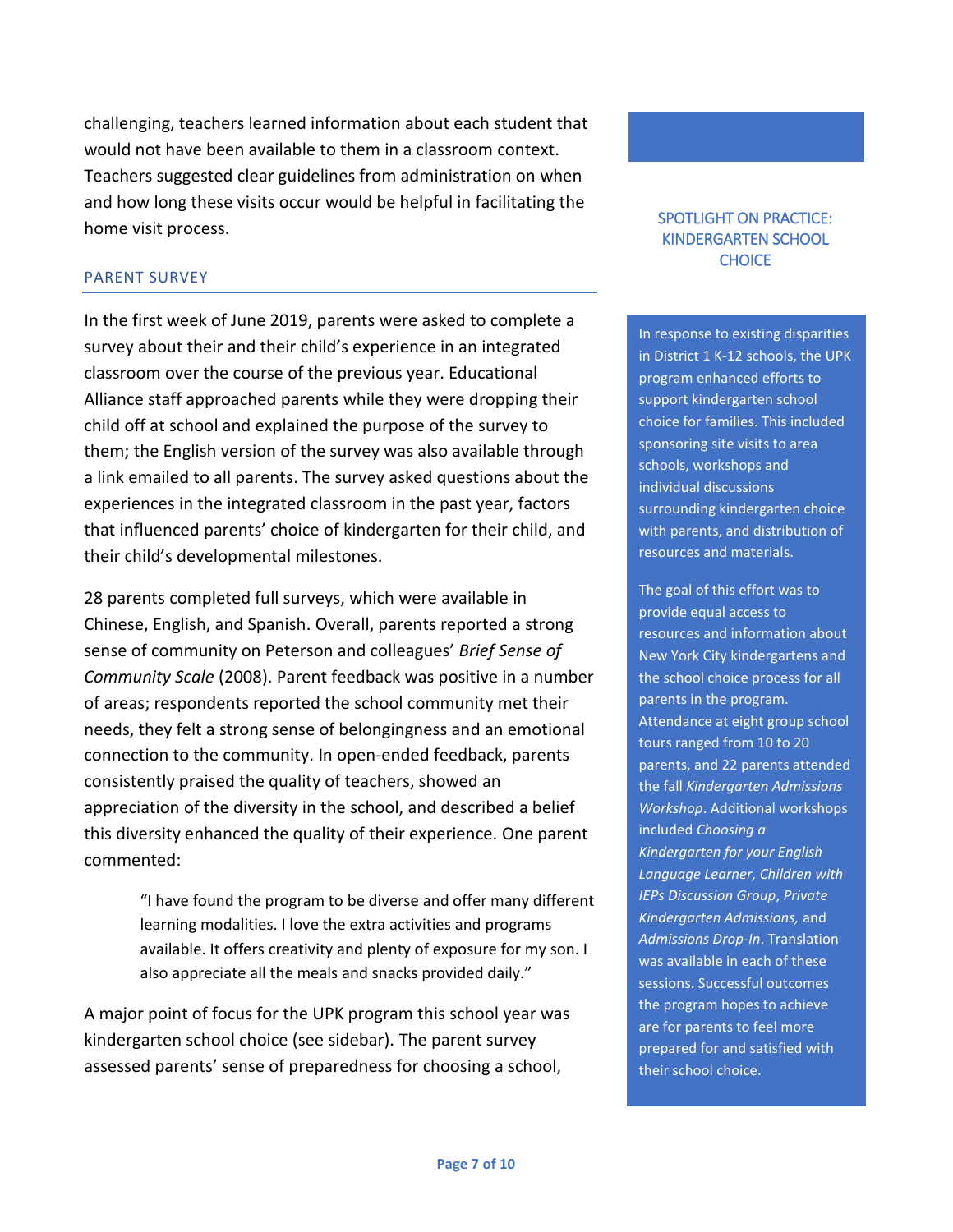challenging, teachers learned information about each student that would not have been available to them in a classroom context. Teachers suggested clear guidelines from administration on when and how long these visits occur would be helpful in facilitating the home visit process.

### PARENT SURVEY

In the first week of June 2019, parents were asked to complete a survey about their and their child's experience in an integrated classroom over the course of the previous year. Educational Alliance staff approached parents while they were dropping their child off at school and explained the purpose of the survey to them; the English version of the survey was also available through a link emailed to all parents. The survey asked questions about the experiences in the integrated classroom in the past year, factors that influenced parents' choice of kindergarten for their child, and their child's developmental milestones.

28 parents completed full surveys, which were available in Chinese, English, and Spanish. Overall, parents reported a strong sense of community on Peterson and colleagues' *Brief Sense of Community Scale* (2008). Parent feedback was positive in a number of areas; respondents reported the school community met their needs, they felt a strong sense of belongingness and an emotional connection to the community. In open-ended feedback, parents consistently praised the quality of teachers, showed an appreciation of the diversity in the school, and described a belief this diversity enhanced the quality of their experience. One parent commented:

> "I have found the program to be diverse and offer many different learning modalities. I love the extra activities and programs available. It offers creativity and plenty of exposure for my son. I also appreciate all the meals and snacks provided daily."

A major point of focus for the UPK program this school year was kindergarten school choice (see sidebar). The parent survey assessed parents' sense of preparedness for choosing a school,

### SPOTLIGHT ON PRACTICE: KINDERGARTEN SCHOOL CHOICE

In response to existing disparities in District 1 K-12 schools, the UPK program enhanced efforts to support kindergarten school choice for families. This included sponsoring site visits to area schools, workshops and individual discussions surrounding kindergarten choice with parents, and distribution of resources and materials.

The goal of this effort was to provide equal access to resources and information about New York City kindergartens and the school choice process for all parents in the program. Attendance at eight group school tours ranged from 10 to 20 parents, and 22 parents attended the fall *Kindergarten Admissions Workshop*. Additional workshops included *Choosing a Kindergarten for your English Language Learner*, *Children with IEPs Discussion Group*, *Private Kindergarten Admissions,* and *Admissions Drop-In*. Translation was available in each of these sessions. Successful outcomes the program hopes to achieve are for parents to feel more prepared for and satisfied with their school choice.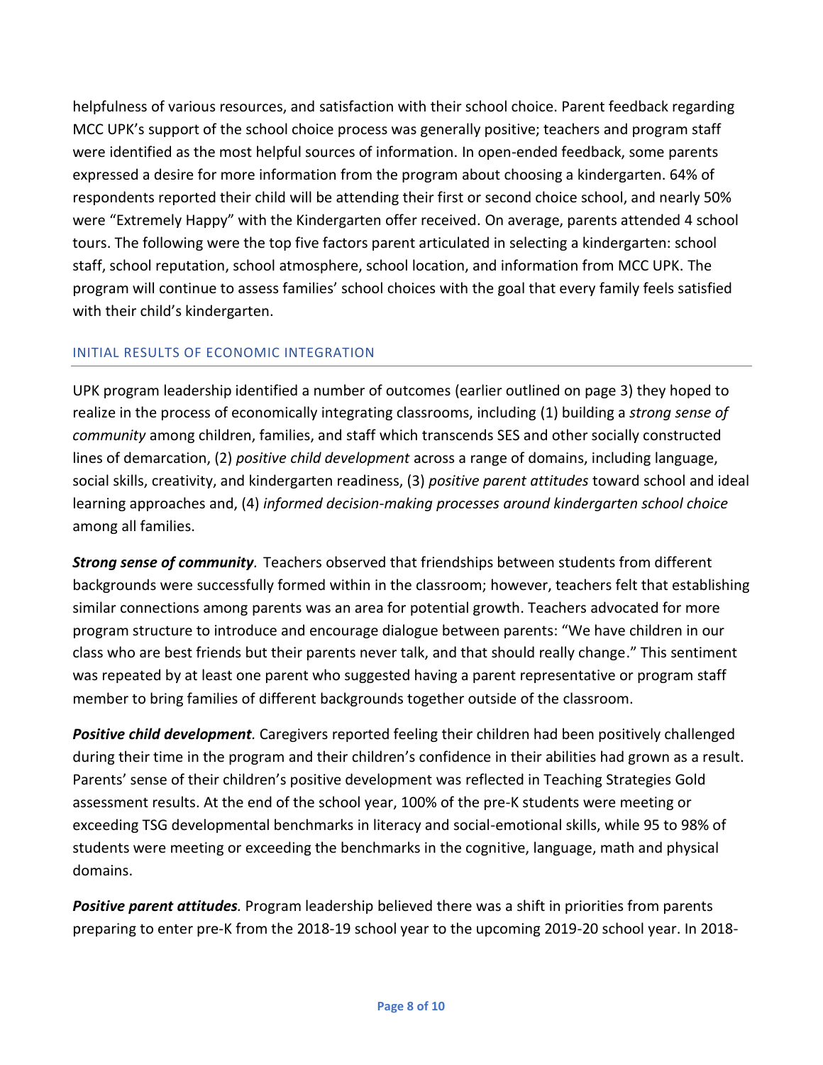helpfulness of various resources, and satisfaction with their school choice. Parent feedback regarding MCC UPK's support of the school choice process was generally positive; teachers and program staff were identified as the most helpful sources of information. In open-ended feedback, some parents expressed a desire for more information from the program about choosing a kindergarten. 64% of respondents reported their child will be attending their first or second choice school, and nearly 50% were "Extremely Happy" with the Kindergarten offer received. On average, parents attended 4 school tours. The following were the top five factors parent articulated in selecting a kindergarten: school staff, school reputation, school atmosphere, school location, and information from MCC UPK. The program will continue to assess families' school choices with the goal that every family feels satisfied with their child's kindergarten.

## INITIAL RESULTS OF ECONOMIC INTEGRATION

UPK program leadership identified a number of outcomes (earlier outlined on page 3) they hoped to realize in the process of economically integrating classrooms, including (1) building a *strong sense of community* among children, families, and staff which transcends SES and other socially constructed lines of demarcation, (2) *positive child development* across a range of domains, including language, social skills, creativity, and kindergarten readiness, (3) *positive parent attitudes* toward school and ideal learning approaches and, (4) *informed decision-making processes around kindergarten school choice* among all families.

***Strong sense of community.*** Teachers observed that friendships between students from different backgrounds were successfully formed within in the classroom; however, teachers felt that establishing similar connections among parents was an area for potential growth. Teachers advocated for more program structure to introduce and encourage dialogue between parents: "We have children in our class who are best friends but their parents never talk, and that should really change." This sentiment was repeated by at least one parent who suggested having a parent representative or program staff member to bring families of different backgrounds together outside of the classroom.

***Positive child development.*** Caregivers reported feeling their children had been positively challenged during their time in the program and their children's confidence in their abilities had grown as a result. Parents' sense of their children's positive development was reflected in Teaching Strategies Gold assessment results. At the end of the school year, 100% of the pre-K students were meeting or exceeding TSG developmental benchmarks in literacy and social-emotional skills, while 95 to 98% of students were meeting or exceeding the benchmarks in the cognitive, language, math and physical domains.

***Positive parent attitudes.*** Program leadership believed there was a shift in priorities from parents preparing to enter pre-K from the 2018-19 school year to the upcoming 2019-20 school year. In 2018-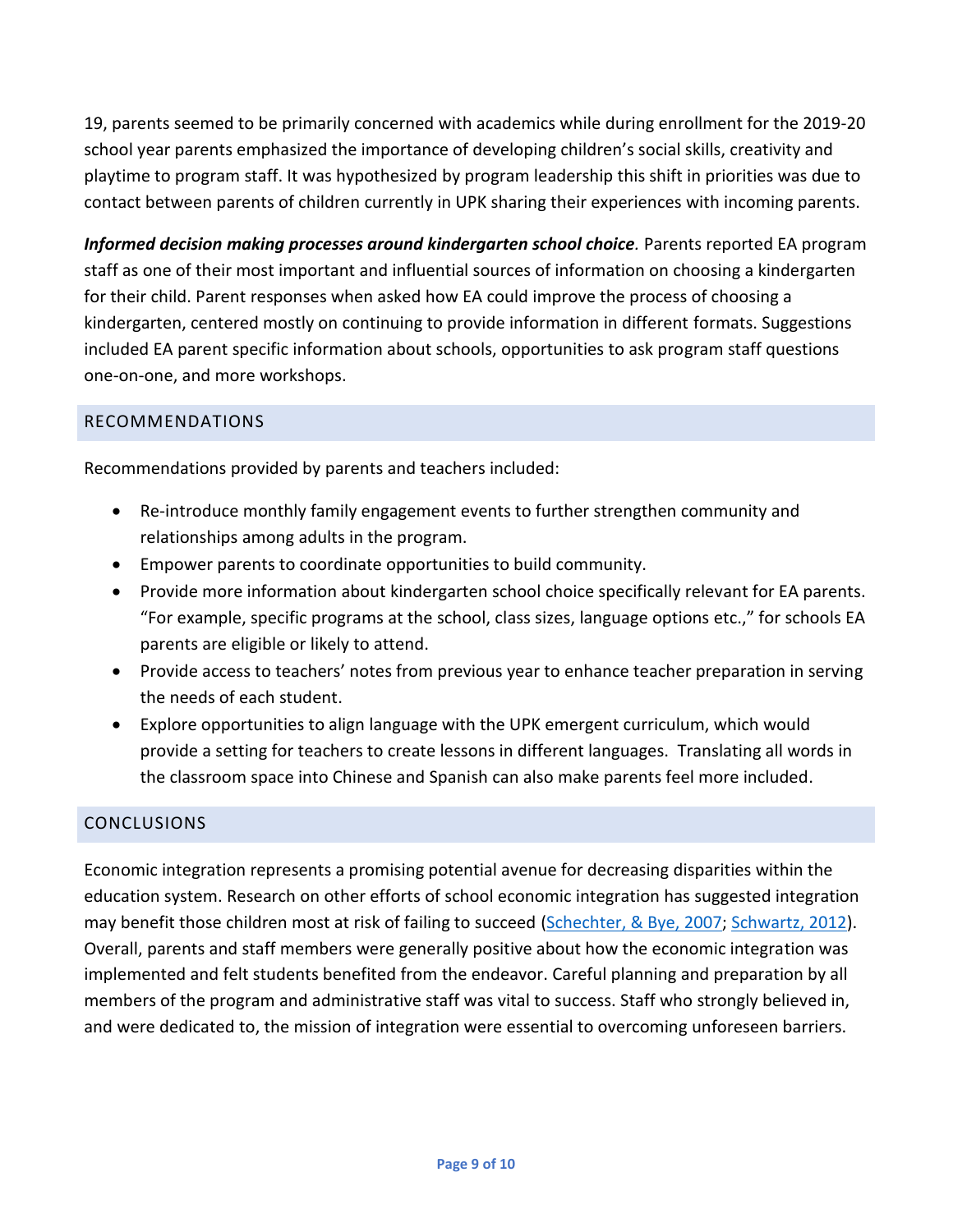19, parents seemed to be primarily concerned with academics while during enrollment for the 2019-20 school year parents emphasized the importance of developing children's social skills, creativity and playtime to program staff. It was hypothesized by program leadership this shift in priorities was due to contact between parents of children currently in UPK sharing their experiences with incoming parents.

***Informed decision making processes around kindergarten school choice.*** Parents reported EA program staff as one of their most important and influential sources of information on choosing a kindergarten for their child. Parent responses when asked how EA could improve the process of choosing a kindergarten, centered mostly on continuing to provide information in different formats. Suggestions included EA parent specific information about schools, opportunities to ask program staff questions one-on-one, and more workshops.

## RECOMMENDATIONS

Recommendations provided by parents and teachers included:

- Re-introduce monthly family engagement events to further strengthen community and relationships among adults in the program.
- Empower parents to coordinate opportunities to build community.
- Provide more information about kindergarten school choice specifically relevant for EA parents. "For example, specific programs at the school, class sizes, language options etc.," for schools EA parents are eligible or likely to attend.
- Provide access to teachers' notes from previous year to enhance teacher preparation in serving the needs of each student.
- Explore opportunities to align language with the UPK emergent curriculum, which would provide a setting for teachers to create lessons in different languages. Translating all words in the classroom space into Chinese and Spanish can also make parents feel more included.

## CONCLUSIONS

Economic integration represents a promising potential avenue for decreasing disparities within the education system. Research on other efforts of school economic integration has suggested integration may benefit those children most at risk of failing to succeed (Schechter, & Bye, 2007; Schwartz, 2012). Overall, parents and staff members were generally positive about how the economic integration was implemented and felt students benefited from the endeavor. Careful planning and preparation by all members of the program and administrative staff was vital to success. Staff who strongly believed in, and were dedicated to, the mission of integration were essential to overcoming unforeseen barriers.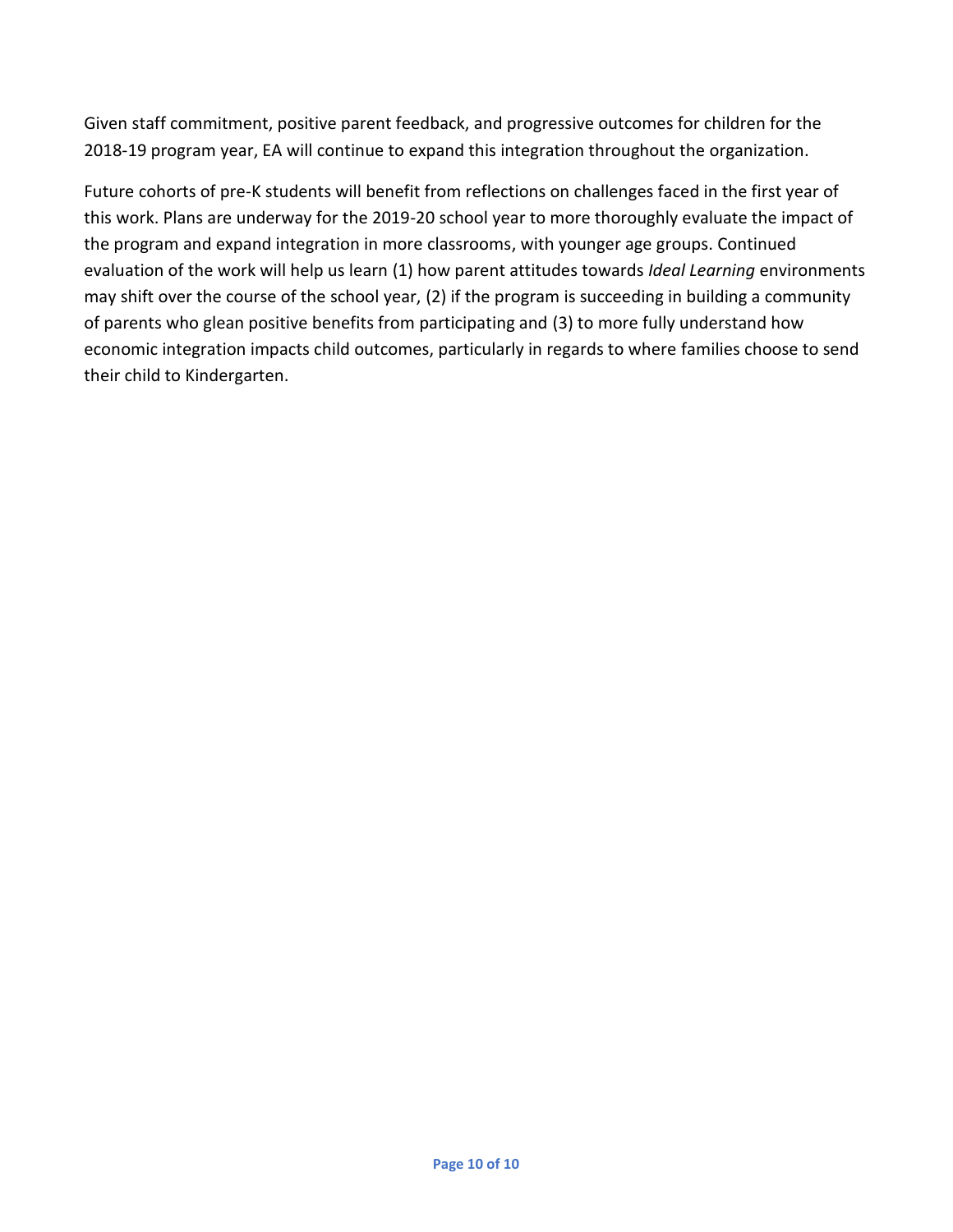Given staff commitment, positive parent feedback, and progressive outcomes for children for the 2018-19 program year, EA will continue to expand this integration throughout the organization.

Future cohorts of pre-K students will benefit from reflections on challenges faced in the first year of this work. Plans are underway for the 2019-20 school year to more thoroughly evaluate the impact of the program and expand integration in more classrooms, with younger age groups. Continued evaluation of the work will help us learn (1) how parent attitudes towards *Ideal Learning* environments may shift over the course of the school year, (2) if the program is succeeding in building a community of parents who glean positive benefits from participating and (3) to more fully understand how economic integration impacts child outcomes, particularly in regards to where families choose to send their child to Kindergarten.